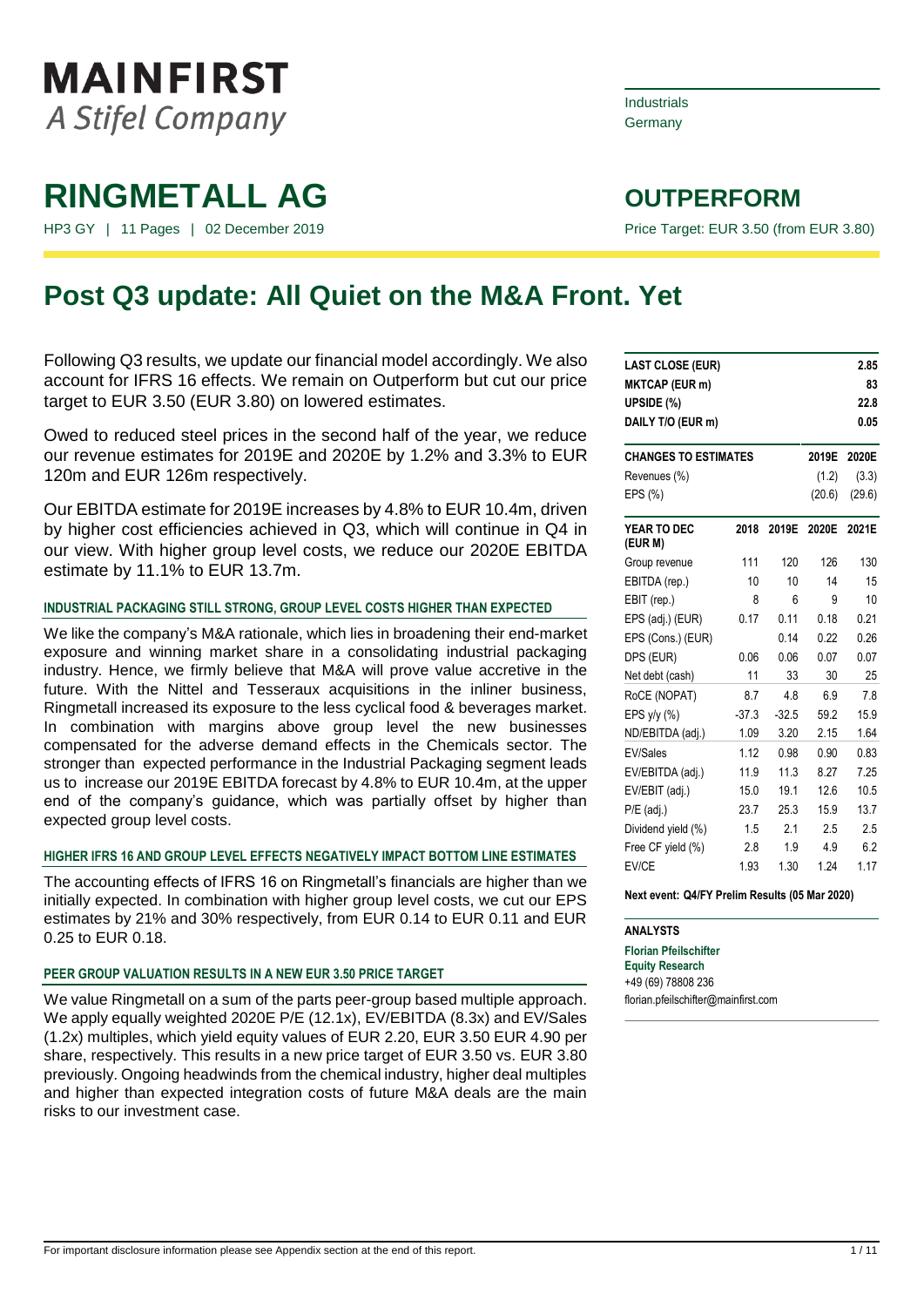MAINFIRST
A Stifel Company

Industrials
Germany

# RINGMETALL AG

HP3 GY | 11 Pages | 02 December 2019

**OUTPERFORM**

Price Target: EUR 3.50 (from EUR 3.80)

## Post Q3 update: All Quiet on the M&A Front. Yet

Following Q3 results, we update our financial model accordingly. We also account for IFRS 16 effects. We remain on Outperform but cut our price target to EUR 3.50 (EUR 3.80) on lowered estimates.

Owed to reduced steel prices in the second half of the year, we reduce our revenue estimates for 2019E and 2020E by 1.2% and 3.3% to EUR 120m and EUR 126m respectively.

Our EBITDA estimate for 2019E increases by 4.8% to EUR 10.4m, driven by higher cost efficiencies achieved in Q3, which will continue in Q4 in our view. With higher group level costs, we reduce our 2020E EBITDA estimate by 11.1% to EUR 13.7m.

### INDUSTRIAL PACKAGING STILL STRONG, GROUP LEVEL COSTS HIGHER THAN EXPECTED

We like the company's M&A rationale, which lies in broadening their end-market exposure and winning market share in a consolidating industrial packaging industry. Hence, we firmly believe that M&A will prove value accretive in the future. With the Nittel and Tesseraux acquisitions in the inliner business, Ringmetall increased its exposure to the less cyclical food & beverages market. In combination with margins above group level the new businesses compensated for the adverse demand effects in the Chemicals sector. The stronger than expected performance in the Industrial Packaging segment leads us to increase our 2019E EBITDA forecast by 4.8% to EUR 10.4m, at the upper end of the company's guidance, which was partially offset by higher than expected group level costs.

### HIGHER IFRS 16 AND GROUP LEVEL EFFECTS NEGATIVELY IMPACT BOTTOM LINE ESTIMATES

The accounting effects of IFRS 16 on Ringmetall's financials are higher than we initially expected. In combination with higher group level costs, we cut our EPS estimates by 21% and 30% respectively, from EUR 0.14 to EUR 0.11 and EUR 0.25 to EUR 0.18.

### PEER GROUP VALUATION RESULTS IN A NEW EUR 3.50 PRICE TARGET

We value Ringmetall on a sum of the parts peer-group based multiple approach. We apply equally weighted 2020E P/E (12.1x), EV/EBITDA (8.3x) and EV/Sales (1.2x) multiples, which yield equity values of EUR 2.20, EUR 3.50 EUR 4.90 per share, respectively. This results in a new price target of EUR 3.50 vs. EUR 3.80 previously. Ongoing headwinds from the chemical industry, higher deal multiples and higher than expected integration costs of future M&A deals are the main risks to our investment case.

| | |
|---|---|
| **LAST CLOSE (EUR)** | **2.85** |
| **MKTCAP (EUR m)** | **83** |
| **UPSIDE (%)** | **22.8** |
| **DAILY T/O (EUR m)** | **0.05** |

| **CHANGES TO ESTIMATES** | **2019E** | **2020E** |
|---|---|---|
| Revenues (%) | (1.2) | (3.3) |
| EPS (%) | (20.6) | (29.6) |

| **YEAR TO DEC (EUR M)** | **2018** | **2019E** | **2020E** | **2021E** |
|---|---|---|---|---|
| Group revenue | 111 | 120 | 126 | 130 |
| EBITDA (rep.) | 10 | 10 | 14 | 15 |
| EBIT (rep.) | 8 | 6 | 9 | 10 |
| EPS (adj.) (EUR) | 0.17 | 0.11 | 0.18 | 0.21 |
| EPS (Cons.) (EUR) | | 0.14 | 0.22 | 0.26 |
| DPS (EUR) | 0.06 | 0.06 | 0.07 | 0.07 |
| Net debt (cash) | 11 | 33 | 30 | 25 |
| RoCE (NOPAT) | 8.7 | 4.8 | 6.9 | 7.8 |
| EPS y/y (%) | -37.3 | -32.5 | 59.2 | 15.9 |
| ND/EBITDA (adj.) | 1.09 | 3.20 | 2.15 | 1.64 |
| EV/Sales | 1.12 | 0.98 | 0.90 | 0.83 |
| EV/EBITDA (adj.) | 11.9 | 11.3 | 8.27 | 7.25 |
| EV/EBIT (adj.) | 15.0 | 19.1 | 12.6 | 10.5 |
| P/E (adj.) | 23.7 | 25.3 | 15.9 | 13.7 |
| Dividend yield (%) | 1.5 | 2.1 | 2.5 | 2.5 |
| Free CF yield (%) | 2.8 | 1.9 | 4.9 | 6.2 |
| EV/CE | 1.93 | 1.30 | 1.24 | 1.17 |

**Next event: Q4/FY Prelim Results (05 Mar 2020)**

**ANALYSTS**

**Florian Pfeilschifter**
**Equity Research**
+49 (69) 78808 236
florian.pfeilschifter@mainfirst.com

For important disclosure information please see Appendix section at the end of this report.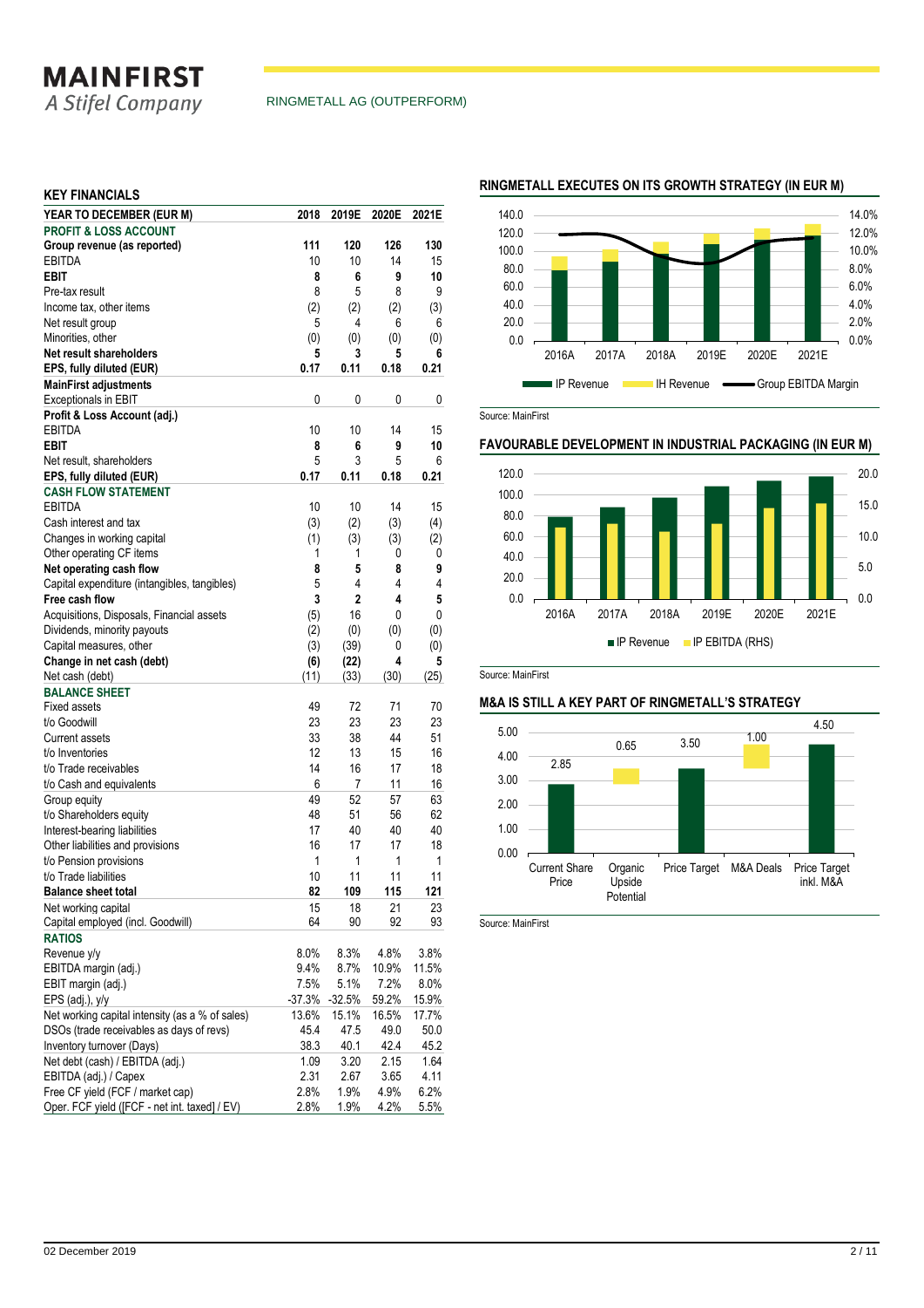RINGMETALL AG (OUTPERFORM)

## KEY FINANCIALS

| YEAR TO DECEMBER (EUR M) | 2018 | 2019E | 2020E | 2021E |
|---|---|---|---|---|
| **PROFIT & LOSS ACCOUNT** | | | | |
| **Group revenue (as reported)** | **111** | **120** | **126** | **130** |
| EBITDA | 10 | 10 | 14 | 15 |
| **EBIT** | **8** | **6** | **9** | **10** |
| Pre-tax result | 8 | 5 | 8 | 9 |
| Income tax, other items | (2) | (2) | (2) | (3) |
| Net result group | 5 | 4 | 6 | 6 |
| Minorities, other | (0) | (0) | (0) | (0) |
| **Net result shareholders** | **5** | **3** | **5** | **6** |
| **EPS, fully diluted (EUR)** | **0.17** | **0.11** | **0.18** | **0.21** |
| **MainFirst adjustments** | | | | |
| Exceptionals in EBIT | 0 | 0 | 0 | 0 |
| **Profit & Loss Account (adj.)** | | | | |
| EBITDA | 10 | 10 | 14 | 15 |
| **EBIT** | **8** | **6** | **9** | **10** |
| Net result, shareholders | 5 | 3 | 5 | 6 |
| **EPS, fully diluted (EUR)** | **0.17** | **0.11** | **0.18** | **0.21** |
| **CASH FLOW STATEMENT** | | | | |
| EBITDA | 10 | 10 | 14 | 15 |
| Cash interest and tax | (3) | (2) | (3) | (4) |
| Changes in working capital | (1) | (3) | (3) | (2) |
| Other operating CF items | 1 | 1 | 0 | 0 |
| **Net operating cash flow** | **8** | **5** | **8** | **9** |
| Capital expenditure (intangibles, tangibles) | 5 | 4 | 4 | 4 |
| **Free cash flow** | **3** | **2** | **4** | **5** |
| Acquisitions, Disposals, Financial assets | (5) | 16 | 0 | 0 |
| Dividends, minority payouts | (2) | (0) | (0) | (0) |
| Capital measures, other | (3) | (39) | 0 | (0) |
| **Change in net cash (debt)** | **(6)** | **(22)** | **4** | **5** |
| Net cash (debt) | (11) | (33) | (30) | (25) |
| **BALANCE SHEET** | | | | |
| Fixed assets | 49 | 72 | 71 | 70 |
| t/o Goodwill | 23 | 23 | 23 | 23 |
| Current assets | 33 | 38 | 44 | 51 |
| t/o Inventories | 12 | 13 | 15 | 16 |
| t/o Trade receivables | 14 | 16 | 17 | 18 |
| t/o Cash and equivalents | 6 | 7 | 11 | 16 |
| Group equity | 49 | 52 | 57 | 63 |
| t/o Shareholders equity | 48 | 51 | 56 | 62 |
| Interest-bearing liabilities | 17 | 40 | 40 | 40 |
| Other liabilities and provisions | 16 | 17 | 17 | 18 |
| t/o Pension provisions | 1 | 1 | 1 | 1 |
| t/o Trade liabilities | 10 | 11 | 11 | 11 |
| **Balance sheet total** | **82** | **109** | **115** | **121** |
| Net working capital | 15 | 18 | 21 | 23 |
| Capital employed (incl. Goodwill) | 64 | 90 | 92 | 93 |
| **RATIOS** | | | | |
| Revenue y/y | 8.0% | 8.3% | 4.8% | 3.8% |
| EBITDA margin (adj.) | 9.4% | 8.7% | 10.9% | 11.5% |
| EBIT margin (adj.) | 7.5% | 5.1% | 7.2% | 8.0% |
| EPS (adj.), y/y | -37.3% | -32.5% | 59.2% | 15.9% |
| Net working capital intensity (as a % of sales) | 13.6% | 15.1% | 16.5% | 17.7% |
| DSOs (trade receivables as days of revs) | 45.4 | 47.5 | 49.0 | 50.0 |
| Inventory turnover (Days) | 38.3 | 40.1 | 42.4 | 45.2 |
| Net debt (cash) / EBITDA (adj.) | 1.09 | 3.20 | 2.15 | 1.64 |
| EBITDA (adj.) / Capex | 2.31 | 2.67 | 3.65 | 4.11 |
| Free CF yield (FCF / market cap) | 2.8% | 1.9% | 4.9% | 6.2% |
| Oper. FCF yield ([FCF - net int. taxed] / EV) | 2.8% | 1.9% | 4.2% | 5.5% |

## RINGMETALL EXECUTES ON ITS GROWTH STRATEGY (IN EUR M)

Source: MainFirst

## FAVOURABLE DEVELOPMENT IN INDUSTRIAL PACKAGING (IN EUR M)

Source: MainFirst

## M&A IS STILL A KEY PART OF RINGMETALL'S STRATEGY

Source: MainFirst

02 December 2019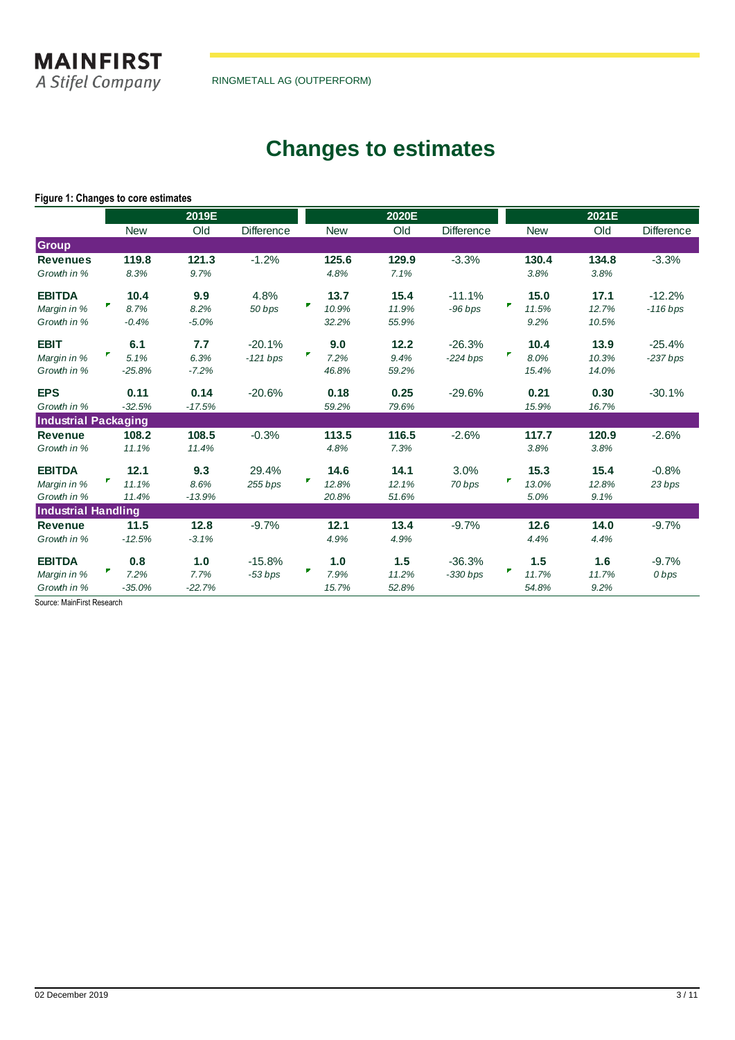# Changes to estimates

**Figure 1: Changes to core estimates**

| | 2019E | | | 2020E | | | 2021E | | |
|---|---|---|---|---|---|---|---|---|---|
| | New | Old | Difference | New | Old | Difference | New | Old | Difference |
| **Group** | | | | | | | | | |
| **Revenues** | **119.8** | **121.3** | -1.2% | **125.6** | **129.9** | -3.3% | **130.4** | **134.8** | -3.3% |
| *Growth in %* | *8.3%* | *9.7%* | | *4.8%* | *7.1%* | | *3.8%* | *3.8%* | |
| **EBITDA** | **10.4** | **9.9** | 4.8% | **13.7** | **15.4** | -11.1% | **15.0** | **17.1** | -12.2% |
| *Margin in %* | *8.7%* | *8.2%* | *50 bps* | *10.9%* | *11.9%* | *-96 bps* | *11.5%* | *12.7%* | *-116 bps* |
| *Growth in %* | *-0.4%* | *-5.0%* | | *32.2%* | *55.9%* | | *9.2%* | *10.5%* | |
| **EBIT** | **6.1** | **7.7** | -20.1% | **9.0** | **12.2** | -26.3% | **10.4** | **13.9** | -25.4% |
| *Margin in %* | *5.1%* | *6.3%* | *-121 bps* | *7.2%* | *9.4%* | *-224 bps* | *8.0%* | *10.3%* | *-237 bps* |
| *Growth in %* | *-25.8%* | *-7.2%* | | *46.8%* | *59.2%* | | *15.4%* | *14.0%* | |
| **EPS** | **0.11** | **0.14** | -20.6% | **0.18** | **0.25** | -29.6% | **0.21** | **0.30** | -30.1% |
| *Growth in %* | *-32.5%* | *-17.5%* | | *59.2%* | *79.6%* | | *15.9%* | *16.7%* | |
| **Industrial Packaging** | | | | | | | | | |
| **Revenue** | **108.2** | **108.5** | -0.3% | **113.5** | **116.5** | -2.6% | **117.7** | **120.9** | -2.6% |
| *Growth in %* | *11.1%* | *11.4%* | | *4.8%* | *7.3%* | | *3.8%* | *3.8%* | |
| **EBITDA** | **12.1** | **9.3** | 29.4% | **14.6** | **14.1** | 3.0% | **15.3** | **15.4** | -0.8% |
| *Margin in %* | *11.1%* | *8.6%* | *255 bps* | *12.8%* | *12.1%* | *70 bps* | *13.0%* | *12.8%* | *23 bps* |
| *Growth in %* | *11.4%* | *-13.9%* | | *20.8%* | *51.6%* | | *5.0%* | *9.1%* | |
| **Industrial Handling** | | | | | | | | | |
| **Revenue** | **11.5** | **12.8** | -9.7% | **12.1** | **13.4** | -9.7% | **12.6** | **14.0** | -9.7% |
| *Growth in %* | *-12.5%* | *-3.1%* | | *4.9%* | *4.9%* | | *4.4%* | *4.4%* | |
| **EBITDA** | **0.8** | **1.0** | -15.8% | **1.0** | **1.5** | -36.3% | **1.5** | **1.6** | -9.7% |
| *Margin in %* | *7.2%* | *7.7%* | *-53 bps* | *7.9%* | *11.2%* | *-330 bps* | *11.7%* | *11.7%* | *0 bps* |
| *Growth in %* | *-35.0%* | *-22.7%* | | *15.7%* | *52.8%* | | *54.8%* | *9.2%* | |

Source: MainFirst Research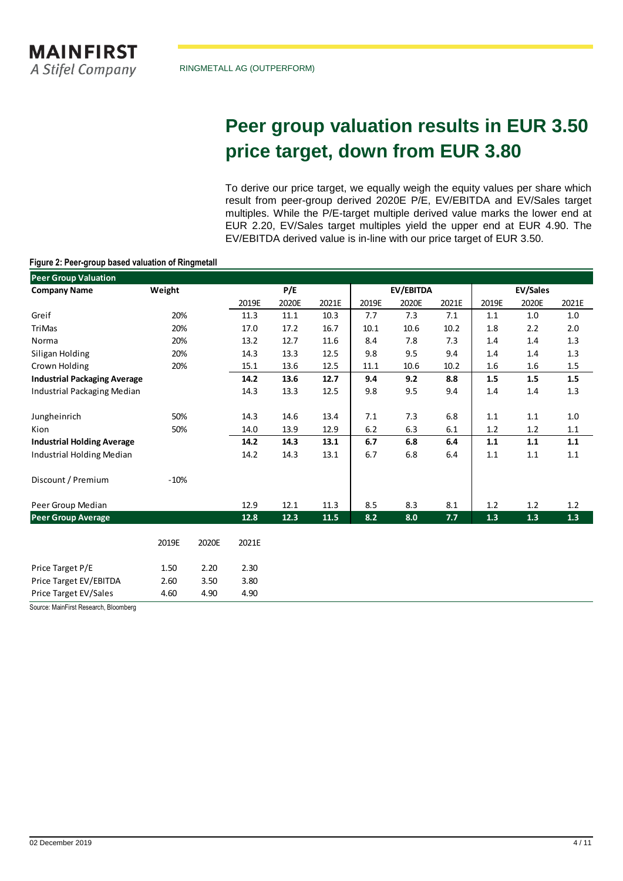# Peer group valuation results in EUR 3.50 price target, down from EUR 3.80

To derive our price target, we equally weigh the equity values per share which result from peer-group derived 2020E P/E, EV/EBITDA and EV/Sales target multiples. While the P/E-target multiple derived value marks the lower end at EUR 2.20, EV/Sales target multiples yield the upper end at EUR 4.90. The EV/EBITDA derived value is in-line with our price target of EUR 3.50.

**Figure 2: Peer-group based valuation of Ringmetall**

| Peer Group Valuation | | | | | | | | | | | | |
|---|---|---|---|---|---|---|---|---|---|---|---|---|
| **Company Name** | **Weight** | | **P/E** | | | **EV/EBITDA** | | | **EV/Sales** | | | |
| | | | 2019E | 2020E | 2021E | 2019E | 2020E | 2021E | 2019E | 2020E | 2021E | |
| Greif | 20% | | 11.3 | 11.1 | 10.3 | 7.7 | 7.3 | 7.1 | 1.1 | 1.0 | 1.0 | |
| TriMas | 20% | | 17.0 | 17.2 | 16.7 | 10.1 | 10.6 | 10.2 | 1.8 | 2.2 | 2.0 | |
| Norma | 20% | | 13.2 | 12.7 | 11.6 | 8.4 | 7.8 | 7.3 | 1.4 | 1.4 | 1.3 | |
| Siligan Holding | 20% | | 14.3 | 13.3 | 12.5 | 9.8 | 9.5 | 9.4 | 1.4 | 1.4 | 1.3 | |
| Crown Holding | 20% | | 15.1 | 13.6 | 12.5 | 11.1 | 10.6 | 10.2 | 1.6 | 1.6 | 1.5 | |
| **Industrial Packaging Average** | | | **14.2** | **13.6** | **12.7** | **9.4** | **9.2** | **8.8** | **1.5** | **1.5** | **1.5** | |
| Industrial Packaging Median | | | 14.3 | 13.3 | 12.5 | 9.8 | 9.5 | 9.4 | 1.4 | 1.4 | 1.3 | |
| Jungheinrich | 50% | | 14.3 | 14.6 | 13.4 | 7.1 | 7.3 | 6.8 | 1.1 | 1.1 | 1.0 | |
| Kion | 50% | | 14.0 | 13.9 | 12.9 | 6.2 | 6.3 | 6.1 | 1.2 | 1.2 | 1.1 | |
| **Industrial Holding Average** | | | **14.2** | **14.3** | **13.1** | **6.7** | **6.8** | **6.4** | **1.1** | **1.1** | **1.1** | |
| Industrial Holding Median | | | 14.2 | 14.3 | 13.1 | 6.7 | 6.8 | 6.4 | 1.1 | 1.1 | 1.1 | |
| Discount / Premium | -10% | | | | | | | | | | | |
| Peer Group Median | | | 12.9 | 12.1 | 11.3 | 8.5 | 8.3 | 8.1 | 1.2 | 1.2 | 1.2 | |
| **Peer Group Average** | | | **12.8** | **12.3** | **11.5** | **8.2** | **8.0** | **7.7** | **1.3** | **1.3** | **1.3** | |
| | 2019E | 2020E | 2021E | | | | | | | | | |
| Price Target P/E | 1.50 | 2.20 | 2.30 | | | | | | | | | |
| Price Target EV/EBITDA | 2.60 | 3.50 | 3.80 | | | | | | | | | |
| Price Target EV/Sales | 4.60 | 4.90 | 4.90 | | | | | | | | | |

Source: MainFirst Research, Bloomberg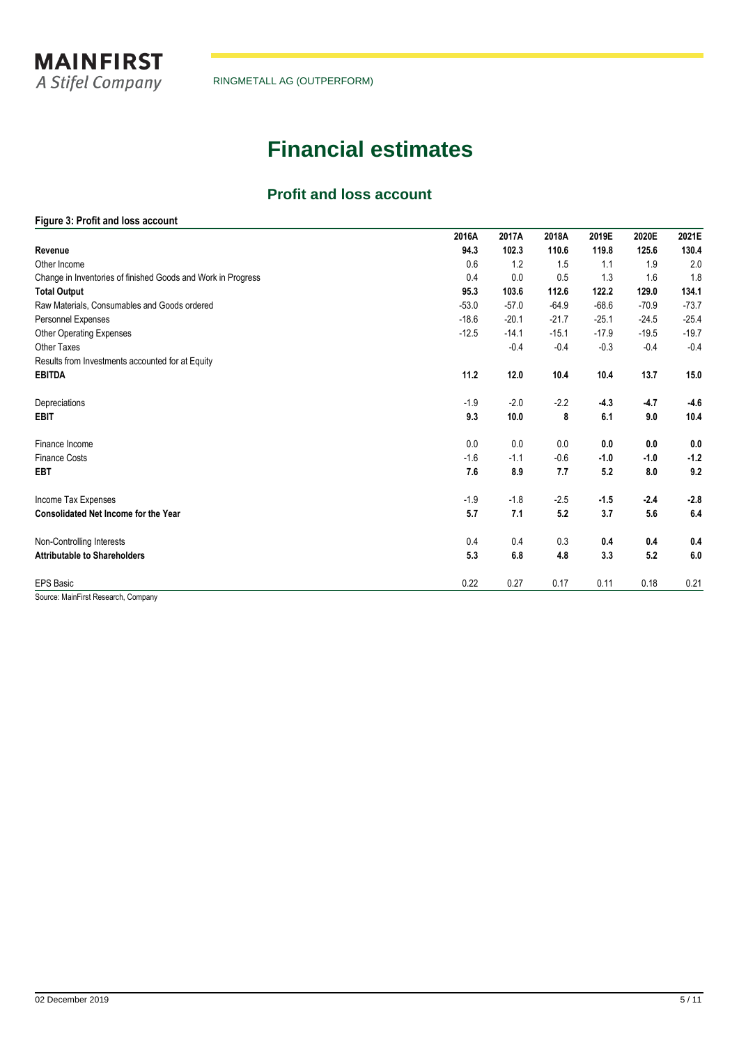# Financial estimates

## Profit and loss account

**Figure 3: Profit and loss account**

| | 2016A | 2017A | 2018A | 2019E | 2020E | 2021E |
|---|---|---|---|---|---|---|
| **Revenue** | **94.3** | **102.3** | **110.6** | **119.8** | **125.6** | **130.4** |
| Other Income | 0.6 | 1.2 | 1.5 | 1.1 | 1.9 | 2.0 |
| Change in Inventories of finished Goods and Work in Progress | 0.4 | 0.0 | 0.5 | 1.3 | 1.6 | 1.8 |
| **Total Output** | **95.3** | **103.6** | **112.6** | **122.2** | **129.0** | **134.1** |
| Raw Materials, Consumables and Goods ordered | -53.0 | -57.0 | -64.9 | -68.6 | -70.9 | -73.7 |
| Personnel Expenses | -18.6 | -20.1 | -21.7 | -25.1 | -24.5 | -25.4 |
| Other Operating Expenses | -12.5 | -14.1 | -15.1 | -17.9 | -19.5 | -19.7 |
| Other Taxes | | -0.4 | -0.4 | -0.3 | -0.4 | -0.4 |
| Results from Investments accounted for at Equity | | | | | | |
| **EBITDA** | **11.2** | **12.0** | **10.4** | **10.4** | **13.7** | **15.0** |
| | | | | | | |
| Depreciations | -1.9 | -2.0 | -2.2 | **-4.3** | **-4.7** | **-4.6** |
| **EBIT** | **9.3** | **10.0** | **8** | **6.1** | **9.0** | **10.4** |
| | | | | | | |
| Finance Income | 0.0 | 0.0 | 0.0 | **0.0** | **0.0** | **0.0** |
| Finance Costs | -1.6 | -1.1 | -0.6 | **-1.0** | **-1.0** | **-1.2** |
| **EBT** | **7.6** | **8.9** | **7.7** | **5.2** | **8.0** | **9.2** |
| | | | | | | |
| Income Tax Expenses | -1.9 | -1.8 | -2.5 | **-1.5** | **-2.4** | **-2.8** |
| **Consolidated Net Income for the Year** | **5.7** | **7.1** | **5.2** | **3.7** | **5.6** | **6.4** |
| | | | | | | |
| Non-Controlling Interests | 0.4 | 0.4 | 0.3 | **0.4** | **0.4** | **0.4** |
| **Attributable to Shareholders** | **5.3** | **6.8** | **4.8** | **3.3** | **5.2** | **6.0** |
| | | | | | | |
| EPS Basic | 0.22 | 0.27 | 0.17 | 0.11 | 0.18 | 0.21 |

Source: MainFirst Research, Company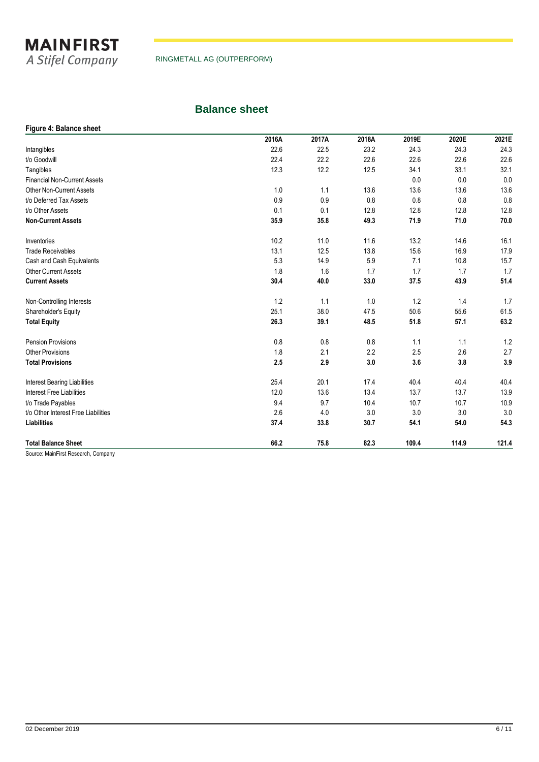## Balance sheet

**Figure 4: Balance sheet**

| | 2016A | 2017A | 2018A | 2019E | 2020E | 2021E |
|---|---|---|---|---|---|---|
| Intangibles | 22.6 | 22.5 | 23.2 | 24.3 | 24.3 | 24.3 |
| t/o Goodwill | 22.4 | 22.2 | 22.6 | 22.6 | 22.6 | 22.6 |
| Tangibles | 12.3 | 12.2 | 12.5 | 34.1 | 33.1 | 32.1 |
| Financial Non-Current Assets | | | | 0.0 | 0.0 | 0.0 |
| Other Non-Current Assets | 1.0 | 1.1 | 13.6 | 13.6 | 13.6 | 13.6 |
| t/o Deferred Tax Assets | 0.9 | 0.9 | 0.8 | 0.8 | 0.8 | 0.8 |
| t/o Other Assets | 0.1 | 0.1 | 12.8 | 12.8 | 12.8 | 12.8 |
| **Non-Current Assets** | **35.9** | **35.8** | **49.3** | **71.9** | **71.0** | **70.0** |
| | | | | | | |
| Inventories | 10.2 | 11.0 | 11.6 | 13.2 | 14.6 | 16.1 |
| Trade Receivables | 13.1 | 12.5 | 13.8 | 15.6 | 16.9 | 17.9 |
| Cash and Cash Equivalents | 5.3 | 14.9 | 5.9 | 7.1 | 10.8 | 15.7 |
| Other Current Assets | 1.8 | 1.6 | 1.7 | 1.7 | 1.7 | 1.7 |
| **Current Assets** | **30.4** | **40.0** | **33.0** | **37.5** | **43.9** | **51.4** |
| | | | | | | |
| Non-Controlling Interests | 1.2 | 1.1 | 1.0 | 1.2 | 1.4 | 1.7 |
| Shareholder's Equity | 25.1 | 38.0 | 47.5 | 50.6 | 55.6 | 61.5 |
| **Total Equity** | **26.3** | **39.1** | **48.5** | **51.8** | **57.1** | **63.2** |
| | | | | | | |
| Pension Provisions | 0.8 | 0.8 | 0.8 | 1.1 | 1.1 | 1.2 |
| Other Provisions | 1.8 | 2.1 | 2.2 | 2.5 | 2.6 | 2.7 |
| **Total Provisions** | **2.5** | **2.9** | **3.0** | **3.6** | **3.8** | **3.9** |
| | | | | | | |
| Interest Bearing Liabilities | 25.4 | 20.1 | 17.4 | 40.4 | 40.4 | 40.4 |
| Interest Free Liabilities | 12.0 | 13.6 | 13.4 | 13.7 | 13.7 | 13.9 |
| t/o Trade Payables | 9.4 | 9.7 | 10.4 | 10.7 | 10.7 | 10.9 |
| t/o Other Interest Free Liabilities | 2.6 | 4.0 | 3.0 | 3.0 | 3.0 | 3.0 |
| **Liabilities** | **37.4** | **33.8** | **30.7** | **54.1** | **54.0** | **54.3** |
| | | | | | | |
| **Total Balance Sheet** | **66.2** | **75.8** | **82.3** | **109.4** | **114.9** | **121.4** |

Source: MainFirst Research, Company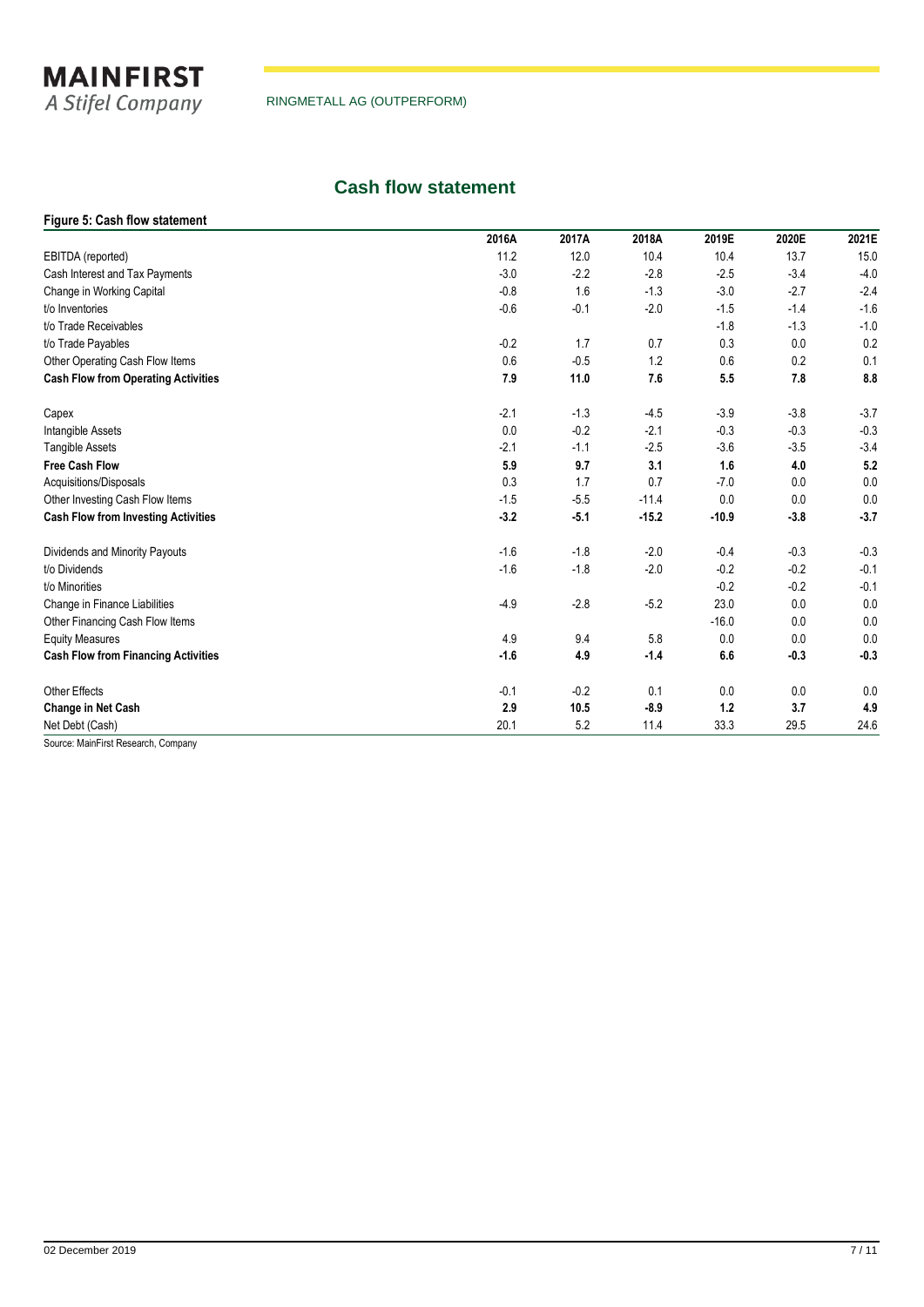## Cash flow statement

**Figure 5: Cash flow statement**

| | 2016A | 2017A | 2018A | 2019E | 2020E | 2021E |
|---|---|---|---|---|---|---|
| EBITDA (reported) | 11.2 | 12.0 | 10.4 | 10.4 | 13.7 | 15.0 |
| Cash Interest and Tax Payments | -3.0 | -2.2 | -2.8 | -2.5 | -3.4 | -4.0 |
| Change in Working Capital | -0.8 | 1.6 | -1.3 | -3.0 | -2.7 | -2.4 |
| t/o Inventories | -0.6 | -0.1 | -2.0 | -1.5 | -1.4 | -1.6 |
| t/o Trade Receivables | | | | -1.8 | -1.3 | -1.0 |
| t/o Trade Payables | -0.2 | 1.7 | 0.7 | 0.3 | 0.0 | 0.2 |
| Other Operating Cash Flow Items | 0.6 | -0.5 | 1.2 | 0.6 | 0.2 | 0.1 |
| **Cash Flow from Operating Activities** | **7.9** | **11.0** | **7.6** | **5.5** | **7.8** | **8.8** |
| | | | | | | |
| Capex | -2.1 | -1.3 | -4.5 | -3.9 | -3.8 | -3.7 |
| Intangible Assets | 0.0 | -0.2 | -2.1 | -0.3 | -0.3 | -0.3 |
| Tangible Assets | -2.1 | -1.1 | -2.5 | -3.6 | -3.5 | -3.4 |
| **Free Cash Flow** | **5.9** | **9.7** | **3.1** | **1.6** | **4.0** | **5.2** |
| Acquisitions/Disposals | 0.3 | 1.7 | 0.7 | -7.0 | 0.0 | 0.0 |
| Other Investing Cash Flow Items | -1.5 | -5.5 | -11.4 | 0.0 | 0.0 | 0.0 |
| **Cash Flow from Investing Activities** | **-3.2** | **-5.1** | **-15.2** | **-10.9** | **-3.8** | **-3.7** |
| | | | | | | |
| Dividends and Minority Payouts | -1.6 | -1.8 | -2.0 | -0.4 | -0.3 | -0.3 |
| t/o Dividends | -1.6 | -1.8 | -2.0 | -0.2 | -0.2 | -0.1 |
| t/o Minorities | | | | -0.2 | -0.2 | -0.1 |
| Change in Finance Liabilities | -4.9 | -2.8 | -5.2 | 23.0 | 0.0 | 0.0 |
| Other Financing Cash Flow Items | | | | -16.0 | 0.0 | 0.0 |
| Equity Measures | 4.9 | 9.4 | 5.8 | 0.0 | 0.0 | 0.0 |
| **Cash Flow from Financing Activities** | **-1.6** | **4.9** | **-1.4** | **6.6** | **-0.3** | **-0.3** |
| | | | | | | |
| Other Effects | -0.1 | -0.2 | 0.1 | 0.0 | 0.0 | 0.0 |
| **Change in Net Cash** | **2.9** | **10.5** | **-8.9** | **1.2** | **3.7** | **4.9** |
| Net Debt (Cash) | 20.1 | 5.2 | 11.4 | 33.3 | 29.5 | 24.6 |

Source: MainFirst Research, Company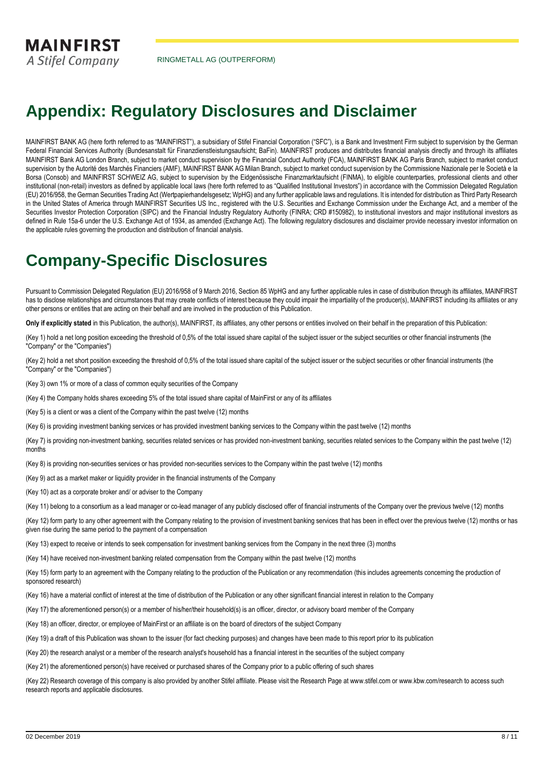# Appendix: Regulatory Disclosures and Disclaimer

MAINFIRST BANK AG (here forth referred to as "MAINFIRST"), a subsidiary of Stifel Financial Corporation ("SFC"), is a Bank and Investment Firm subject to supervision by the German Federal Financial Services Authority (Bundesanstalt für Finanzdienstleistungsaufsicht; BaFin). MAINFIRST produces and distributes financial analysis directly and through its affiliates MAINFIRST Bank AG London Branch, subject to market conduct supervision by the Financial Conduct Authority (FCA), MAINFIRST BANK AG Paris Branch, subject to market conduct supervision by the Autorité des Marchés Financiers (AMF), MAINFIRST BANK AG Milan Branch, subject to market conduct supervision by the Commissione Nazionale per le Società e la Borsa (Consob) and MAINFIRST SCHWEIZ AG, subject to supervision by the Eidgenössische Finanzmarktaufsicht (FINMA), to eligible counterparties, professional clients and other institutional (non-retail) investors as defined by applicable local laws (here forth referred to as "Qualified Institutional Investors") in accordance with the Commission Delegated Regulation (EU) 2016/958, the German Securities Trading Act (Wertpapierhandelsgesetz; WpHG) and any further applicable laws and regulations. It is intended for distribution as Third Party Research in the United States of America through MAINFIRST Securities US Inc., registered with the U.S. Securities and Exchange Commission under the Exchange Act, and a member of the Securities Investor Protection Corporation (SIPC) and the Financial Industry Regulatory Authority (FINRA; CRD #150982), to institutional investors and major institutional investors as defined in Rule 15a-6 under the U.S. Exchange Act of 1934, as amended (Exchange Act). The following regulatory disclosures and disclaimer provide necessary investor information on the applicable rules governing the production and distribution of financial analysis.

# Company-Specific Disclosures

Pursuant to Commission Delegated Regulation (EU) 2016/958 of 9 March 2016, Section 85 WpHG and any further applicable rules in case of distribution through its affiliates, MAINFIRST has to disclose relationships and circumstances that may create conflicts of interest because they could impair the impartiality of the producer(s), MAINFIRST including its affiliates or any other persons or entities that are acting on their behalf and are involved in the production of this Publication.

**Only if explicitly stated** in this Publication, the author(s), MAINFIRST, its affiliates, any other persons or entities involved on their behalf in the preparation of this Publication:

(Key 1) hold a net long position exceeding the threshold of 0,5% of the total issued share capital of the subject issuer or the subject securities or other financial instruments (the "Company" or the "Companies")

(Key 2) hold a net short position exceeding the threshold of 0,5% of the total issued share capital of the subject issuer or the subject securities or other financial instruments (the "Company" or the "Companies")

(Key 3) own 1% or more of a class of common equity securities of the Company

(Key 4) the Company holds shares exceeding 5% of the total issued share capital of MainFirst or any of its affiliates

(Key 5) is a client or was a client of the Company within the past twelve (12) months

(Key 6) is providing investment banking services or has provided investment banking services to the Company within the past twelve (12) months

(Key 7) is providing non-investment banking, securities related services or has provided non-investment banking, securities related services to the Company within the past twelve (12) months

(Key 8) is providing non-securities services or has provided non-securities services to the Company within the past twelve (12) months

(Key 9) act as a market maker or liquidity provider in the financial instruments of the Company

(Key 10) act as a corporate broker and/ or adviser to the Company

(Key 11) belong to a consortium as a lead manager or co-lead manager of any publicly disclosed offer of financial instruments of the Company over the previous twelve (12) months

(Key 12) form party to any other agreement with the Company relating to the provision of investment banking services that has been in effect over the previous twelve (12) months or has given rise during the same period to the payment of a compensation

(Key 13) expect to receive or intends to seek compensation for investment banking services from the Company in the next three (3) months

(Key 14) have received non-investment banking related compensation from the Company within the past twelve (12) months

(Key 15) form party to an agreement with the Company relating to the production of the Publication or any recommendation (this includes agreements concerning the production of sponsored research)

(Key 16) have a material conflict of interest at the time of distribution of the Publication or any other significant financial interest in relation to the Company

(Key 17) the aforementioned person(s) or a member of his/her/their household(s) is an officer, director, or advisory board member of the Company

(Key 18) an officer, director, or employee of MainFirst or an affiliate is on the board of directors of the subject Company

(Key 19) a draft of this Publication was shown to the issuer (for fact checking purposes) and changes have been made to this report prior to its publication

(Key 20) the research analyst or a member of the research analyst's household has a financial interest in the securities of the subject company

(Key 21) the aforementioned person(s) have received or purchased shares of the Company prior to a public offering of such shares

(Key 22) Research coverage of this company is also provided by another Stifel affiliate. Please visit the Research Page at www.stifel.com or www.kbw.com/research to access such research reports and applicable disclosures.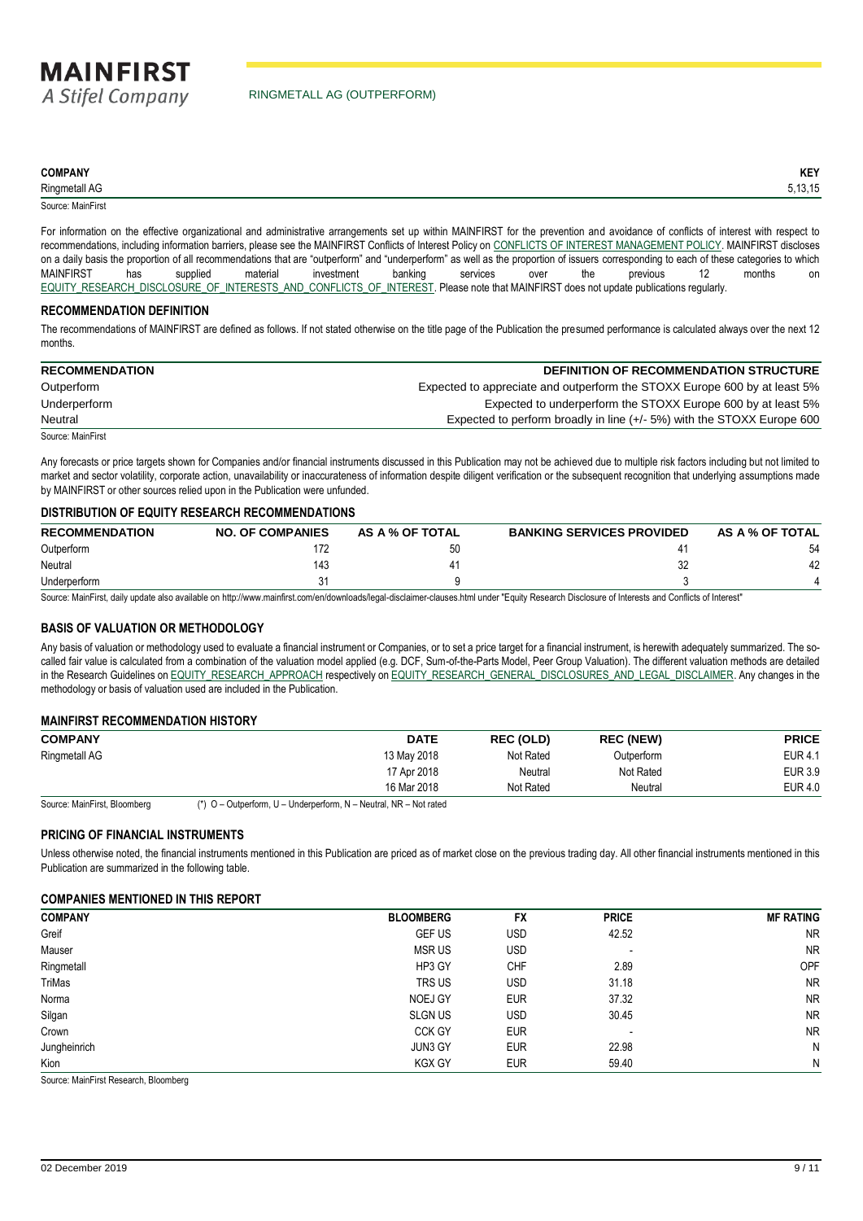| COMPANY | KEY |
|---|---|
| Ringmetall AG | 5,13,15 |

Source: MainFirst

For information on the effective organizational and administrative arrangements set up within MAINFIRST for the prevention and avoidance of conflicts of interest with respect to recommendations, including information barriers, please see the MAINFIRST Conflicts of Interest Policy on CONFLICTS OF INTEREST MANAGEMENT POLICY. MAINFIRST discloses on a daily basis the proportion of all recommendations that are "outperform" and "underperform" as well as the proportion of issuers corresponding to each of these categories to which MAINFIRST has supplied material investment banking services over the previous 12 months on EQUITY_RESEARCH_DISCLOSURE_OF_INTERESTS_AND_CONFLICTS_OF_INTEREST. Please note that MAINFIRST does not update publications regularly.

## RECOMMENDATION DEFINITION

The recommendations of MAINFIRST are defined as follows. If not stated otherwise on the title page of the Publication the presumed performance is calculated always over the next 12 months.

| RECOMMENDATION | DEFINITION OF RECOMMENDATION STRUCTURE |
|---|---|
| Outperform | Expected to appreciate and outperform the STOXX Europe 600 by at least 5% |
| Underperform | Expected to underperform the STOXX Europe 600 by at least 5% |
| Neutral | Expected to perform broadly in line (+/- 5%) with the STOXX Europe 600 |

Source: MainFirst

Any forecasts or price targets shown for Companies and/or financial instruments discussed in this Publication may not be achieved due to multiple risk factors including but not limited to market and sector volatility, corporate action, unavailability or inaccurateness of information despite diligent verification or the subsequent recognition that underlying assumptions made by MAINFIRST or other sources relied upon in the Publication were unfunded.

## DISTRIBUTION OF EQUITY RESEARCH RECOMMENDATIONS

| RECOMMENDATION | NO. OF COMPANIES | AS A % OF TOTAL | BANKING SERVICES PROVIDED | AS A % OF TOTAL |
|---|---|---|---|---|
| Outperform | 172 | 50 | 41 | 54 |
| Neutral | 143 | 41 | 32 | 42 |
| Underperform | 31 | 9 | 3 | 4 |

Source: MainFirst, daily update also available on http://www.mainfirst.com/en/downloads/legal-disclaimer-clauses.html under "Equity Research Disclosure of Interests and Conflicts of Interest"

## BASIS OF VALUATION OR METHODOLOGY

Any basis of valuation or methodology used to evaluate a financial instrument or Companies, or to set a price target for a financial instrument, is herewith adequately summarized. The so-called fair value is calculated from a combination of the valuation model applied (e.g. DCF, Sum-of-the-Parts Model, Peer Group Valuation). The different valuation methods are detailed in the Research Guidelines on EQUITY_RESEARCH_APPROACH respectively on EQUITY_RESEARCH_GENERAL_DISCLOSURES_AND_LEGAL_DISCLAIMER. Any changes in the methodology or basis of valuation used are included in the Publication.

## MAINFIRST RECOMMENDATION HISTORY

| COMPANY | DATE | REC (OLD) | REC (NEW) | PRICE |
|---|---|---|---|---|
| Ringmetall AG | 13 May 2018 | Not Rated | Outperform | EUR 4.1 |
| | 17 Apr 2018 | Neutral | Not Rated | EUR 3.9 |
| | 16 Mar 2018 | Not Rated | Neutral | EUR 4.0 |

Source: MainFirst, Bloomberg (*) O – Outperform, U – Underperform, N – Neutral, NR – Not rated

## PRICING OF FINANCIAL INSTRUMENTS

Unless otherwise noted, the financial instruments mentioned in this Publication are priced as of market close on the previous trading day. All other financial instruments mentioned in this Publication are summarized in the following table.

## COMPANIES MENTIONED IN THIS REPORT

| COMPANY | BLOOMBERG | FX | PRICE | MF RATING |
|---|---|---|---|---|
| Greif | GEF US | USD | 42.52 | NR |
| Mauser | MSR US | USD | - | NR |
| Ringmetall | HP3 GY | CHF | 2.89 | OPF |
| TriMas | TRS US | USD | 31.18 | NR |
| Norma | NOEJ GY | EUR | 37.32 | NR |
| Silgan | SLGN US | USD | 30.45 | NR |
| Crown | CCK GY | EUR | - | NR |
| Jungheinrich | JUN3 GY | EUR | 22.98 | N |
| Kion | KGX GY | EUR | 59.40 | N |

Source: MainFirst Research, Bloomberg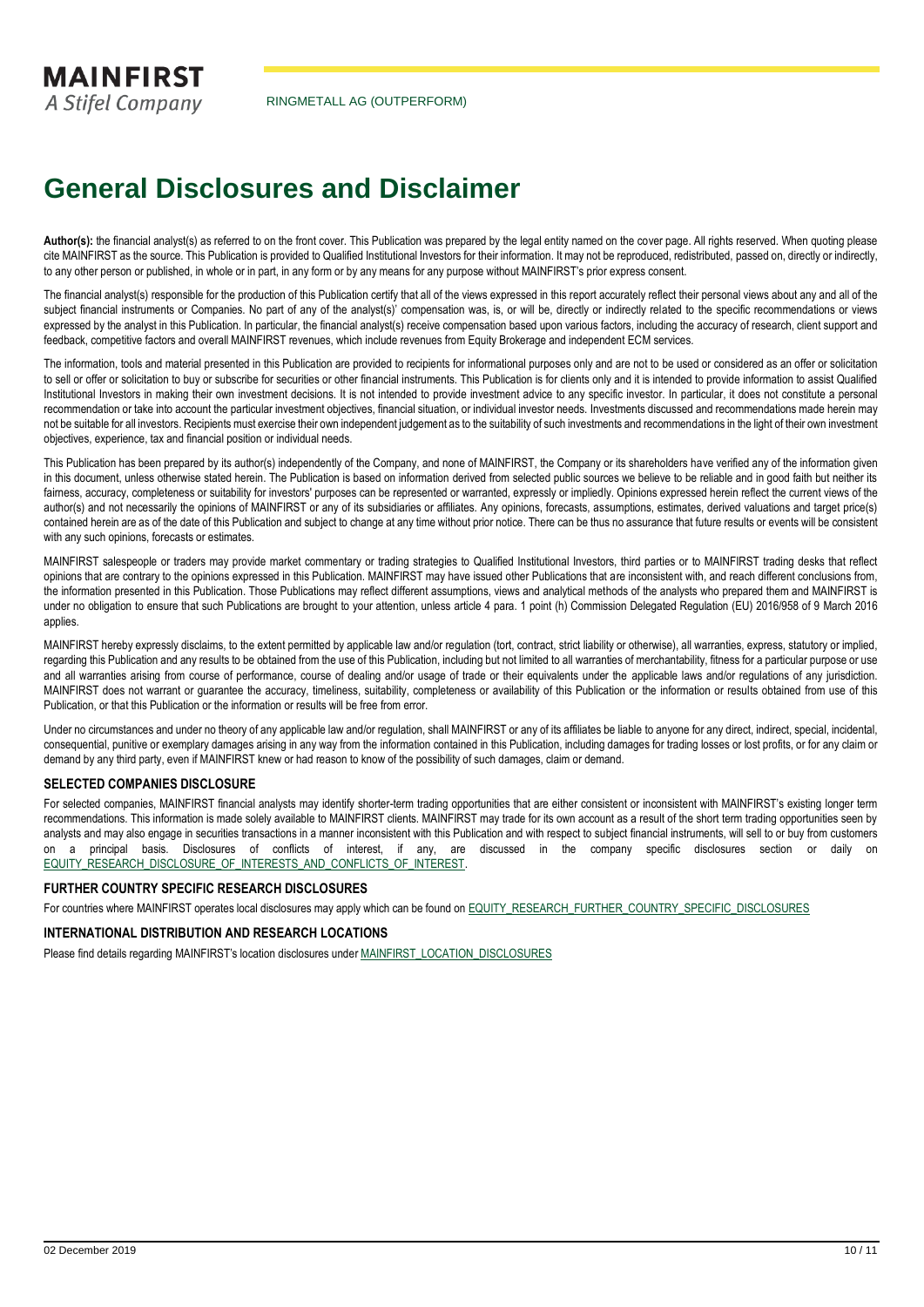# General Disclosures and Disclaimer

**Author(s):** the financial analyst(s) as referred to on the front cover. This Publication was prepared by the legal entity named on the cover page. All rights reserved. When quoting please cite MAINFIRST as the source. This Publication is provided to Qualified Institutional Investors for their information. It may not be reproduced, redistributed, passed on, directly or indirectly, to any other person or published, in whole or in part, in any form or by any means for any purpose without MAINFIRST's prior express consent.

The financial analyst(s) responsible for the production of this Publication certify that all of the views expressed in this report accurately reflect their personal views about any and all of the subject financial instruments or Companies. No part of any of the analyst(s)' compensation was, is, or will be, directly or indirectly related to the specific recommendations or views expressed by the analyst in this Publication. In particular, the financial analyst(s) receive compensation based upon various factors, including the accuracy of research, client support and feedback, competitive factors and overall MAINFIRST revenues, which include revenues from Equity Brokerage and independent ECM services.

The information, tools and material presented in this Publication are provided to recipients for informational purposes only and are not to be used or considered as an offer or solicitation to sell or offer or solicitation to buy or subscribe for securities or other financial instruments. This Publication is for clients only and it is intended to provide information to assist Qualified Institutional Investors in making their own investment decisions. It is not intended to provide investment advice to any specific investor. In particular, it does not constitute a personal recommendation or take into account the particular investment objectives, financial situation, or individual investor needs. Investments discussed and recommendations made herein may not be suitable for all investors. Recipients must exercise their own independent judgement as to the suitability of such investments and recommendations in the light of their own investment objectives, experience, tax and financial position or individual needs.

This Publication has been prepared by its author(s) independently of the Company, and none of MAINFIRST, the Company or its shareholders have verified any of the information given in this document, unless otherwise stated herein. The Publication is based on information derived from selected public sources we believe to be reliable and in good faith but neither its fairness, accuracy, completeness or suitability for investors' purposes can be represented or warranted, expressly or impliedly. Opinions expressed herein reflect the current views of the author(s) and not necessarily the opinions of MAINFIRST or any of its subsidiaries or affiliates. Any opinions, forecasts, assumptions, estimates, derived valuations and target price(s) contained herein are as of the date of this Publication and subject to change at any time without prior notice. There can be thus no assurance that future results or events will be consistent with any such opinions, forecasts or estimates.

MAINFIRST salespeople or traders may provide market commentary or trading strategies to Qualified Institutional Investors, third parties or to MAINFIRST trading desks that reflect opinions that are contrary to the opinions expressed in this Publication. MAINFIRST may have issued other Publications that are inconsistent with, and reach different conclusions from, the information presented in this Publication. Those Publications may reflect different assumptions, views and analytical methods of the analysts who prepared them and MAINFIRST is under no obligation to ensure that such Publications are brought to your attention, unless article 4 para. 1 point (h) Commission Delegated Regulation (EU) 2016/958 of 9 March 2016 applies.

MAINFIRST hereby expressly disclaims, to the extent permitted by applicable law and/or regulation (tort, contract, strict liability or otherwise), all warranties, express, statutory or implied, regarding this Publication and any results to be obtained from the use of this Publication, including but not limited to all warranties of merchantability, fitness for a particular purpose or use and all warranties arising from course of performance, course of dealing and/or usage of trade or their equivalents under the applicable laws and/or regulations of any jurisdiction. MAINFIRST does not warrant or guarantee the accuracy, timeliness, suitability, completeness or availability of this Publication or the information or results obtained from use of this Publication, or that this Publication or the information or results will be free from error.

Under no circumstances and under no theory of any applicable law and/or regulation, shall MAINFIRST or any of its affiliates be liable to anyone for any direct, indirect, special, incidental, consequential, punitive or exemplary damages arising in any way from the information contained in this Publication, including damages for trading losses or lost profits, or for any claim or demand by any third party, even if MAINFIRST knew or had reason to know of the possibility of such damages, claim or demand.

### SELECTED COMPANIES DISCLOSURE

For selected companies, MAINFIRST financial analysts may identify shorter-term trading opportunities that are either consistent or inconsistent with MAINFIRST's existing longer term recommendations. This information is made solely available to MAINFIRST clients. MAINFIRST may trade for its own account as a result of the short term trading opportunities seen by analysts and may also engage in securities transactions in a manner inconsistent with this Publication and with respect to subject financial instruments, will sell to or buy from customers on a principal basis. Disclosures of conflicts of interest, if any, are discussed in the company specific disclosures section or daily on EQUITY_RESEARCH_DISCLOSURE_OF_INTERESTS_AND_CONFLICTS_OF_INTEREST.

### FURTHER COUNTRY SPECIFIC RESEARCH DISCLOSURES

For countries where MAINFIRST operates local disclosures may apply which can be found on EQUITY_RESEARCH_FURTHER_COUNTRY_SPECIFIC_DISCLOSURES

### INTERNATIONAL DISTRIBUTION AND RESEARCH LOCATIONS

Please find details regarding MAINFIRST's location disclosures under MAINFIRST_LOCATION_DISCLOSURES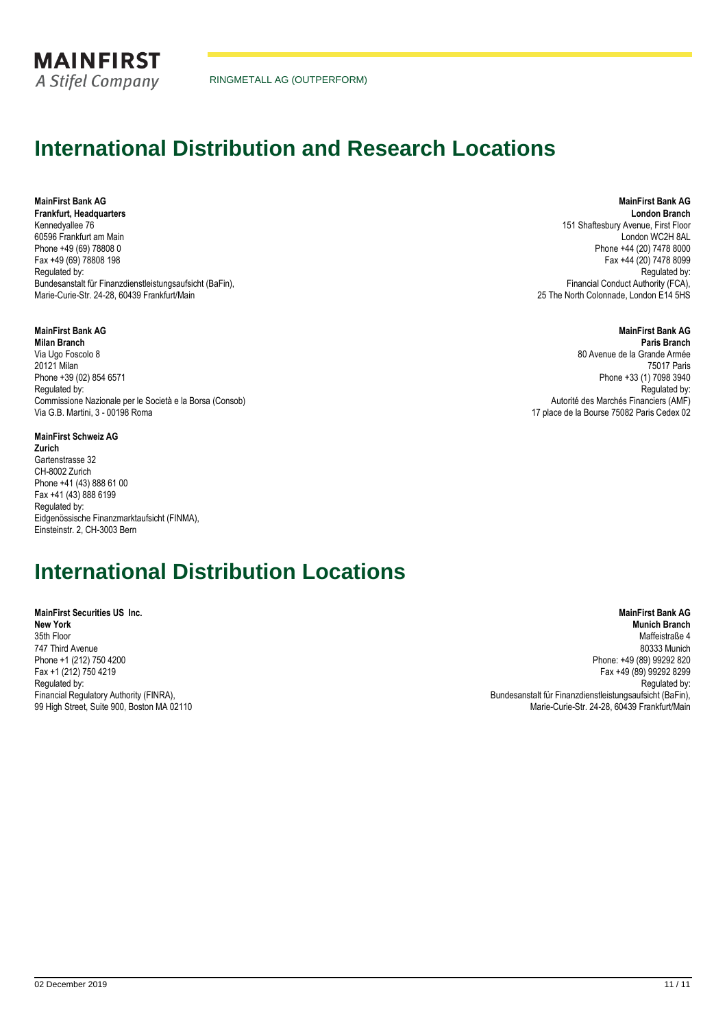# International Distribution and Research Locations

**MainFirst Bank AG**
**Frankfurt, Headquarters**
Kennedyallee 76
60596 Frankfurt am Main
Phone +49 (69) 78808 0
Fax +49 (69) 78808 198
Regulated by:
Bundesanstalt für Finanzdienstleistungsaufsicht (BaFin),
Marie-Curie-Str. 24-28, 60439 Frankfurt/Main

**MainFirst Bank AG**
**London Branch**
151 Shaftesbury Avenue, First Floor
London WC2H 8AL
Phone +44 (20) 7478 8000
Fax +44 (20) 7478 8099
Regulated by:
Financial Conduct Authority (FCA),
25 The North Colonnade, London E14 5HS

**MainFirst Bank AG**
**Milan Branch**
Via Ugo Foscolo 8
20121 Milan
Phone +39 (02) 854 6571
Regulated by:
Commissione Nazionale per le Società e la Borsa (Consob)
Via G.B. Martini, 3 - 00198 Roma

**MainFirst Bank AG**
**Paris Branch**
80 Avenue de la Grande Armée
75017 Paris
Phone +33 (1) 7098 3940
Regulated by:
Autorité des Marchés Financiers (AMF)
17 place de la Bourse 75082 Paris Cedex 02

**MainFirst Schweiz AG**
**Zurich**
Gartenstrasse 32
CH-8002 Zurich
Phone +41 (43) 888 61 00
Fax +41 (43) 888 6199
Regulated by:
Eidgenössische Finanzmarktaufsicht (FINMA),
Einsteinstr. 2, CH-3003 Bern

# International Distribution Locations

**MainFirst Securities US Inc.**
**New York**
35th Floor
747 Third Avenue
Phone +1 (212) 750 4200
Fax +1 (212) 750 4219
Regulated by:
Financial Regulatory Authority (FINRA),
99 High Street, Suite 900, Boston MA 02110

**MainFirst Bank AG**
**Munich Branch**
Maffeistraße 4
80333 Munich
Phone: +49 (89) 99292 820
Fax +49 (89) 99292 8299
Regulated by:
Bundesanstalt für Finanzdienstleistungsaufsicht (BaFin),
Marie-Curie-Str. 24-28, 60439 Frankfurt/Main